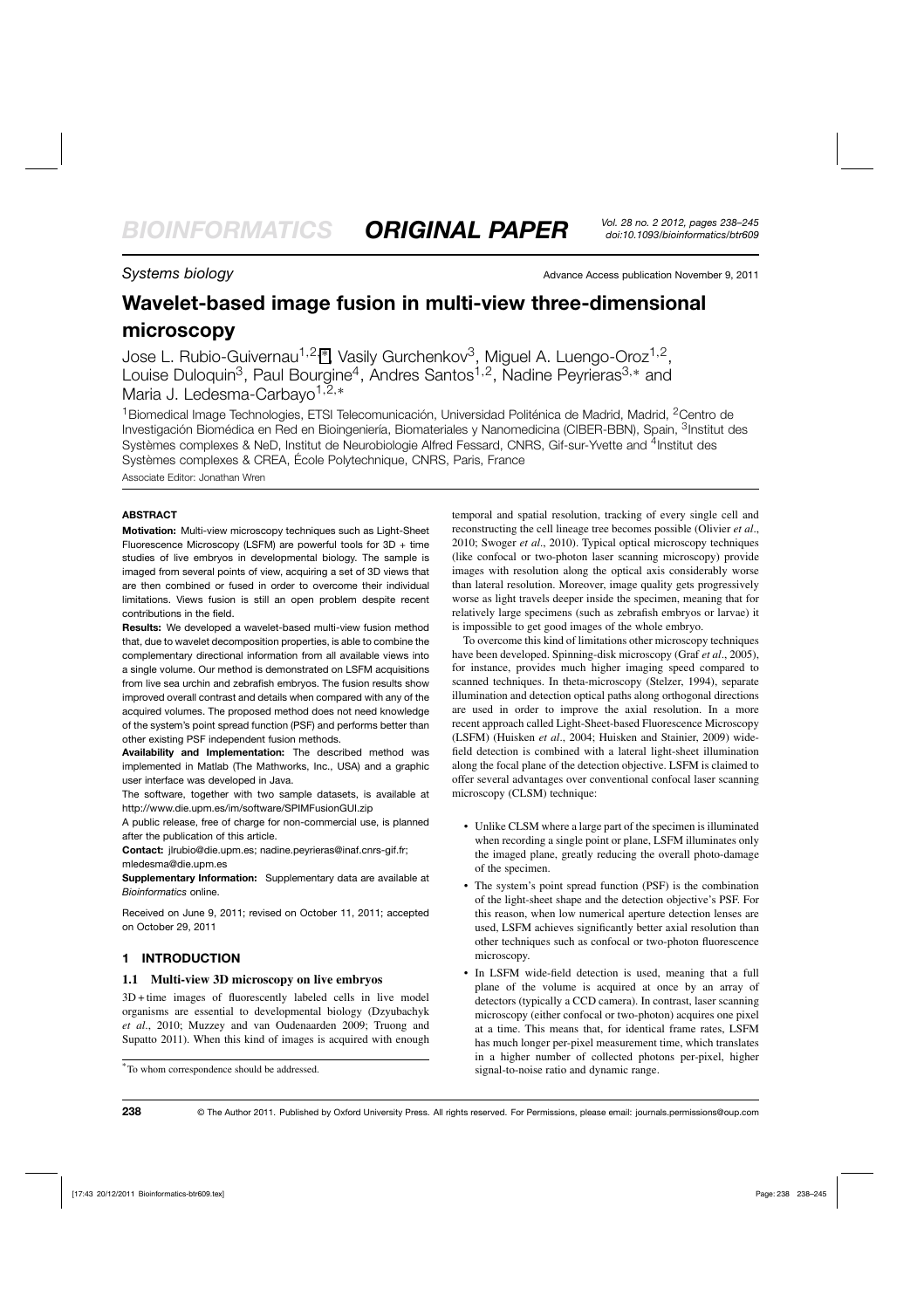Systems biology

Advance Access publication November 9, 2011

# Wavelet-based image fusion in multi-view three-dimensional microscopy

Jose L. Rubio-Guivernau[1,2,*], Vasily Gurchenkov[3], Miguel A. Luengo-Oroz[1,2], Louise Duloquin[3], Paul Bourgine[4], Andres Santos[1,2], Nadine Peyrieras[3,*] and Maria J. Ledesma-Carbayo[1,2,*]

[1]Biomedical Image Technologies, ETSI Telecomunicación, Universidad Politécnica de Madrid, Madrid, [2]Centro de Investigación Biomédica en Red en Bioingeniería, Biomateriales y Nanomedicina (CIBER-BBN), Spain, [3]Institut des Systèmes complexes & NeD, Institut de Neurobiologie Alfred Fessard, CNRS, Gif-sur-Yvette and [4]Institut des Systèmes complexes & CREA, École Polytechnique, CNRS, Paris, France

Associate Editor: Jonathan Wren

## ABSTRACT

**Motivation:** Multi-view microscopy techniques such as Light-Sheet Fluorescence Microscopy (LSFM) are powerful tools for 3D + time studies of live embryos in developmental biology. The sample is imaged from several points of view, acquiring a set of 3D views that are then combined or fused in order to overcome their individual limitations. Views fusion is still an open problem despite recent contributions in the field.

**Results:** We developed a wavelet-based multi-view fusion method that, due to wavelet decomposition properties, is able to combine the complementary directional information from all available views into a single volume. Our method is demonstrated on LSFM acquisitions from live sea urchin and zebrafish embryos. The fusion results show improved overall contrast and details when compared with any of the acquired volumes. The proposed method does not need knowledge of the system's point spread function (PSF) and performs better than other existing PSF independent fusion methods.

**Availability and Implementation:** The described method was implemented in Matlab (The Mathworks, Inc., USA) and a graphic user interface was developed in Java.

The software, together with two sample datasets, is available at http://www.die.upm.es/im/software/SPIMFusionGUI.zip

A public release, free of charge for non-commercial use, is planned after the publication of this article.

**Contact:** jlrubio@die.upm.es; nadine.peyrieras@inaf.cnrs-gif.fr; mledesma@die.upm.es

**Supplementary Information:** Supplementary data are available at *Bioinformatics* online.

Received on June 9, 2011; revised on October 11, 2011; accepted on October 29, 2011

## 1 INTRODUCTION

### 1.1 Multi-view 3D microscopy on live embryos

3D + time images of fluorescently labeled cells in live model organisms are essential to developmental biology (Dzyubachyk *et al.*, 2010; Muzzey and van Oudenaarden 2009; Truong and Supatto 2011). When this kind of images is acquired with enough temporal and spatial resolution, tracking of every single cell and reconstructing the cell lineage tree becomes possible (Olivier *et al.*, 2010; Swoger *et al.*, 2010). Typical optical microscopy techniques (like confocal or two-photon laser scanning microscopy) provide images with resolution along the optical axis considerably worse than lateral resolution. Moreover, image quality gets progressively worse as light travels deeper inside the specimen, meaning that for relatively large specimens (such as zebrafish embryos or larvae) it is impossible to get good images of the whole embryo.

To overcome this kind of limitations other microscopy techniques have been developed. Spinning-disk microscopy (Graf *et al.*, 2005), for instance, provides much higher imaging speed compared to scanned techniques. In theta-microscopy (Stelzer, 1994), separate illumination and detection optical paths along orthogonal directions are used in order to improve the axial resolution. In a more recent approach called Light-Sheet-based Fluorescence Microscopy (LSFM) (Huisken *et al.*, 2004; Huisken and Stainier, 2009) wide-field detection is combined with a lateral light-sheet illumination along the focal plane of the detection objective. LSFM is claimed to offer several advantages over conventional confocal laser scanning microscopy (CLSM) technique:

- Unlike CLSM where a large part of the specimen is illuminated when recording a single point or plane, LSFM illuminates only the imaged plane, greatly reducing the overall photo-damage of the specimen.
- The system's point spread function (PSF) is the combination of the light-sheet shape and the detection objective's PSF. For this reason, when low numerical aperture detection lenses are used, LSFM achieves significantly better axial resolution than other techniques such as confocal or two-photon fluorescence microscopy.
- In LSFM wide-field detection is used, meaning that a full plane of the volume is acquired at once by an array of detectors (typically a CCD camera). In contrast, laser scanning microscopy (either confocal or two-photon) acquires one pixel at a time. This means that, for identical frame rates, LSFM has much longer per-pixel measurement time, which translates in a higher number of collected photons per-pixel, higher signal-to-noise ratio and dynamic range.

*To whom correspondence should be addressed.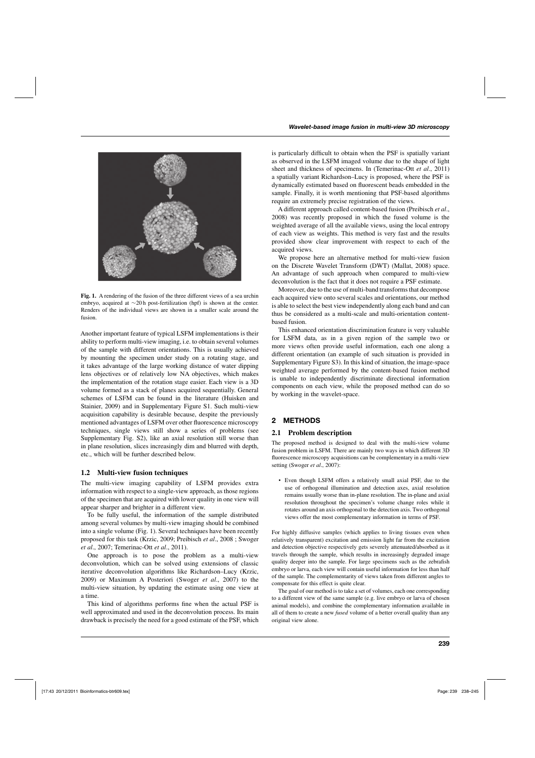**Fig. 1.** A rendering of the fusion of the three different views of a sea urchin embryo, acquired at ∼20 h post-fertilization (hpf) is shown at the center. Renders of the individual views are shown in a smaller scale around the fusion.

Another important feature of typical LSFM implementations is their ability to perform multi-view imaging, i.e. to obtain several volumes of the sample with different orientations. This is usually achieved by mounting the specimen under study on a rotating stage, and it takes advantage of the large working distance of water dipping lens objectives or of relatively low NA objectives, which makes the implementation of the rotation stage easier. Each view is a 3D volume formed as a stack of planes acquired sequentially. General schemes of LSFM can be found in the literature (Huisken and Stainier, 2009) and in Supplementary Figure S1. Such multi-view acquisition capability is desirable because, despite the previously mentioned advantages of LSFM over other fluorescence microscopy techniques, single views still show a series of problems (see Supplementary Fig. S2), like an axial resolution still worse than in plane resolution, slices increasingly dim and blurred with depth, etc., which will be further described below.

### 1.2 Multi-view fusion techniques

The multi-view imaging capability of LSFM provides extra information with respect to a single-view approach, as those regions of the specimen that are acquired with lower quality in one view will appear sharper and brighter in a different view.

To be fully useful, the information of the sample distributed among several volumes by multi-view imaging should be combined into a single volume (Fig. 1). Several techniques have been recently proposed for this task (Krzic, 2009; Preibisch *et al*., 2008 ; Swoger *et al*., 2007; Temerinac-Ott *et al*., 2011).

One approach is to pose the problem as a multi-view deconvolution, which can be solved using extensions of classic iterative deconvolution algorithms like Richardson–Lucy (Krzic, 2009) or Maximum A Posteriori (Swoger *et al*., 2007) to the multi-view situation, by updating the estimate using one view at a time.

This kind of algorithms performs fine when the actual PSF is well approximated and used in the deconvolution process. Its main drawback is precisely the need for a good estimate of the PSF, which is particularly difficult to obtain when the PSF is spatially variant as observed in the LSFM imaged volume due to the shape of light sheet and thickness of specimens. In (Temerinac-Ott *et al*., 2011) a spatially variant Richardson–Lucy is proposed, where the PSF is dynamically estimated based on fluorescent beads embedded in the sample. Finally, it is worth mentioning that PSF-based algorithms require an extremely precise registration of the views.

A different approach called content-based fusion (Preibisch *et al*., 2008) was recently proposed in which the fused volume is the weighted average of all the available views, using the local entropy of each view as weights. This method is very fast and the results provided show clear improvement with respect to each of the acquired views.

We propose here an alternative method for multi-view fusion on the Discrete Wavelet Transform (DWT) (Mallat, 2008) space. An advantage of such approach when compared to multi-view deconvolution is the fact that it does not require a PSF estimate.

Moreover, due to the use of multi-band transforms that decompose each acquired view onto several scales and orientations, our method is able to select the best view independently along each band and can thus be considered as a multi-scale and multi-orientation content-based fusion.

This enhanced orientation discrimination feature is very valuable for LSFM data, as in a given region of the sample two or more views often provide useful information, each one along a different orientation (an example of such situation is provided in Supplementary Figure S3). In this kind of situation, the image-space weighted average performed by the content-based fusion method is unable to independently discriminate directional information components on each view, while the proposed method can do so by working in the wavelet-space.

## 2 METHODS

### 2.1 Problem description

The proposed method is designed to deal with the multi-view volume fusion problem in LSFM. There are mainly two ways in which different 3D fluorescence microscopy acquisitions can be complementary in a multi-view setting (Swoger *et al*., 2007):

- Even though LSFM offers a relatively small axial PSF, due to the use of orthogonal illumination and detection axes, axial resolution remains usually worse than in-plane resolution. The in-plane and axial resolution throughout the specimen's volume change roles while it rotates around an axis orthogonal to the detection axis. Two orthogonal views offer the most complementary information in terms of PSF.

For highly diffusive samples (which applies to living tissues even when relatively transparent) excitation and emission light far from the excitation and detection objective respectively gets severely attenuated/absorbed as it travels through the sample, which results in increasingly degraded image quality deeper into the sample. For large specimens such as the zebrafish embryo or larva, each view will contain useful information for less than half of the sample. The complementarity of views taken from different angles to compensate for this effect is quite clear.

The goal of our method is to take a set of volumes, each one corresponding to a different view of the same sample (e.g. live embryo or larva of chosen animal models), and combine the complementary information available in all of them to create a new *fused* volume of a better overall quality than any original view alone.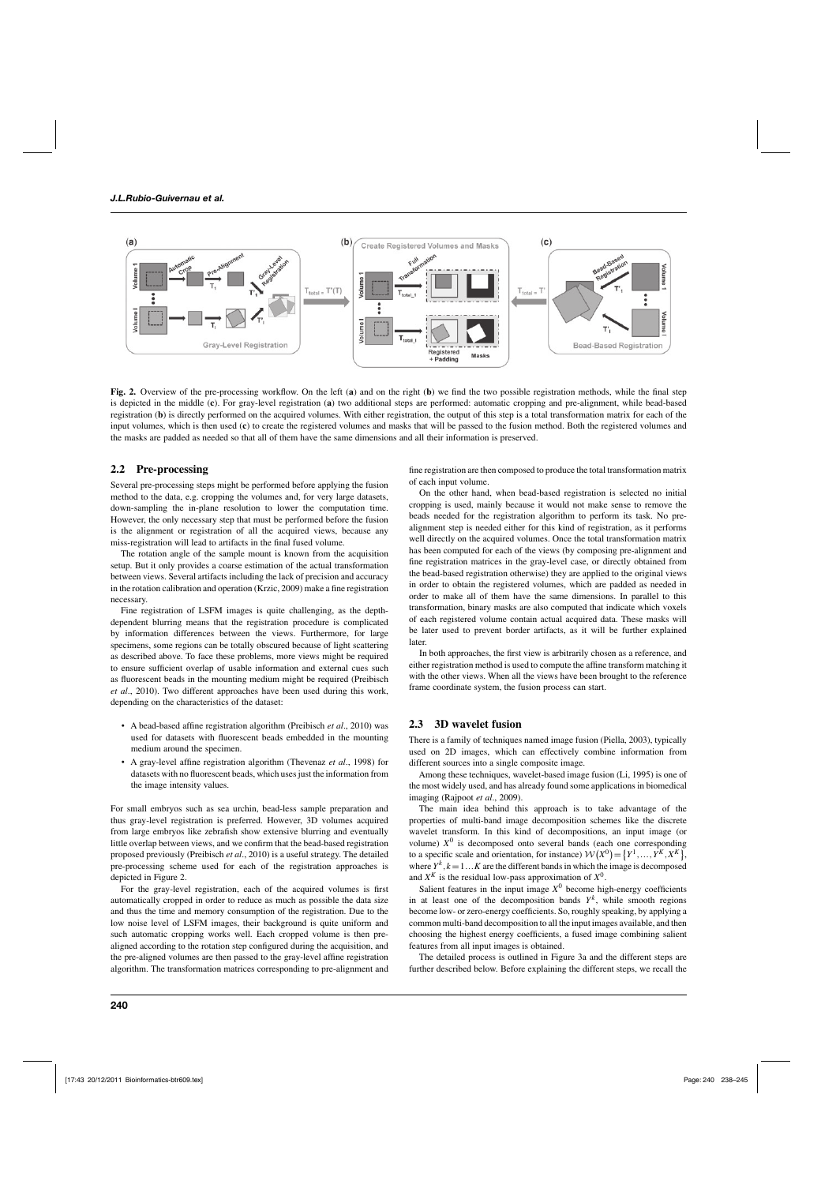**Fig. 2.** Overview of the pre-processing workflow. On the left (**a**) and on the right (**b**) we find the two possible registration methods, while the final step is depicted in the middle (**c**). For gray-level registration (**a**) two additional steps are performed: automatic cropping and pre-alignment, while bead-based registration (**b**) is directly performed on the acquired volumes. With either registration, the output of this step is a total transformation matrix for each of the input volumes, which is then used (**c**) to create the registered volumes and masks that will be passed to the fusion method. Both the registered volumes and the masks are padded as needed so that all of them have the same dimensions and all their information is preserved.

## 2.2 Pre-processing

Several pre-processing steps might be performed before applying the fusion method to the data, e.g. cropping the volumes and, for very large datasets, down-sampling the in-plane resolution to lower the computation time. However, the only necessary step that must be performed before the fusion is the alignment or registration of all the acquired views, because any miss-registration will lead to artifacts in the final fused volume.

The rotation angle of the sample mount is known from the acquisition setup. But it only provides a coarse estimation of the actual transformation between views. Several artifacts including the lack of precision and accuracy in the rotation calibration and operation (Krzic, 2009) make a fine registration necessary.

Fine registration of LSFM images is quite challenging, as the depth-dependent blurring means that the registration procedure is complicated by information differences between the views. Furthermore, for large specimens, some regions can be totally obscured because of light scattering as described above. To face these problems, more views might be required to ensure sufficient overlap of usable information and external cues such as fluorescent beads in the mounting medium might be required (Preibisch *et al*., 2010). Two different approaches have been used during this work, depending on the characteristics of the dataset:

- A bead-based affine registration algorithm (Preibisch *et al*., 2010) was used for datasets with fluorescent beads embedded in the mounting medium around the specimen.
- A gray-level affine registration algorithm (Thevenaz *et al*., 1998) for datasets with no fluorescent beads, which uses just the information from the image intensity values.

For small embryos such as sea urchin, bead-less sample preparation and thus gray-level registration is preferred. However, 3D volumes acquired from large embryos like zebrafish show extensive blurring and eventually little overlap between views, and we confirm that the bead-based registration proposed previously (Preibisch *et al*., 2010) is a useful strategy. The detailed pre-processing scheme used for each of the registration approaches is depicted in Figure 2.

For the gray-level registration, each of the acquired volumes is first automatically cropped in order to reduce as much as possible the data size and thus the time and memory consumption of the registration. Due to the low noise level of LSFM images, their background is quite uniform and such automatic cropping works well. Each cropped volume is then pre-aligned according to the rotation step configured during the acquisition, and the pre-aligned volumes are then passed to the gray-level affine registration algorithm. The transformation matrices corresponding to pre-alignment and fine registration are then composed to produce the total transformation matrix of each input volume.

On the other hand, when bead-based registration is selected no initial cropping is used, mainly because it would not make sense to remove the beads needed for the registration algorithm to perform its task. No pre-alignment step is needed either for this kind of registration, as it performs well directly on the acquired volumes. Once the total transformation matrix has been computed for each of the views (by composing pre-alignment and fine registration matrices in the gray-level case, or directly obtained from the bead-based registration otherwise) they are applied to the original views in order to obtain the registered volumes, which are padded as needed in order to make all of them have the same dimensions. In parallel to this transformation, binary masks are also computed that indicate which voxels of each registered volume contain actual acquired data. These masks will be later used to prevent border artifacts, as it will be further explained later.

In both approaches, the first view is arbitrarily chosen as a reference, and either registration method is used to compute the affine transform matching it with the other views. When all the views have been brought to the reference frame coordinate system, the fusion process can start.

## 2.3 3D wavelet fusion

There is a family of techniques named image fusion (Piella, 2003), typically used on 2D images, which can effectively combine information from different sources into a single composite image.

Among these techniques, wavelet-based image fusion (Li, 1995) is one of the most widely used, and has already found some applications in biomedical imaging (Rajpoot *et al*., 2009).

The main idea behind this approach is to take advantage of the properties of multi-band image decomposition schemes like the discrete wavelet transform. In this kind of decompositions, an input image (or volume) $X^0$ is decomposed onto several bands (each one corresponding to a specific scale and orientation, for instance) $\mathcal{W}(X^0) = \{Y^1, \ldots, Y^K, X^K\}$, where $Y^k, k = 1 \ldots K$ are the different bands in which the image is decomposed and $X^K$ is the residual low-pass approximation of $X^0$.

Salient features in the input image $X^0$ become high-energy coefficients in at least one of the decomposition bands $Y^k$, while smooth regions become low- or zero-energy coefficients. So, roughly speaking, by applying a common multi-band decomposition to all the input images available, and then choosing the highest energy coefficients, a fused image combining salient features from all input images is obtained.

The detailed process is outlined in Figure 3a and the different steps are further described below. Before explaining the different steps, we recall the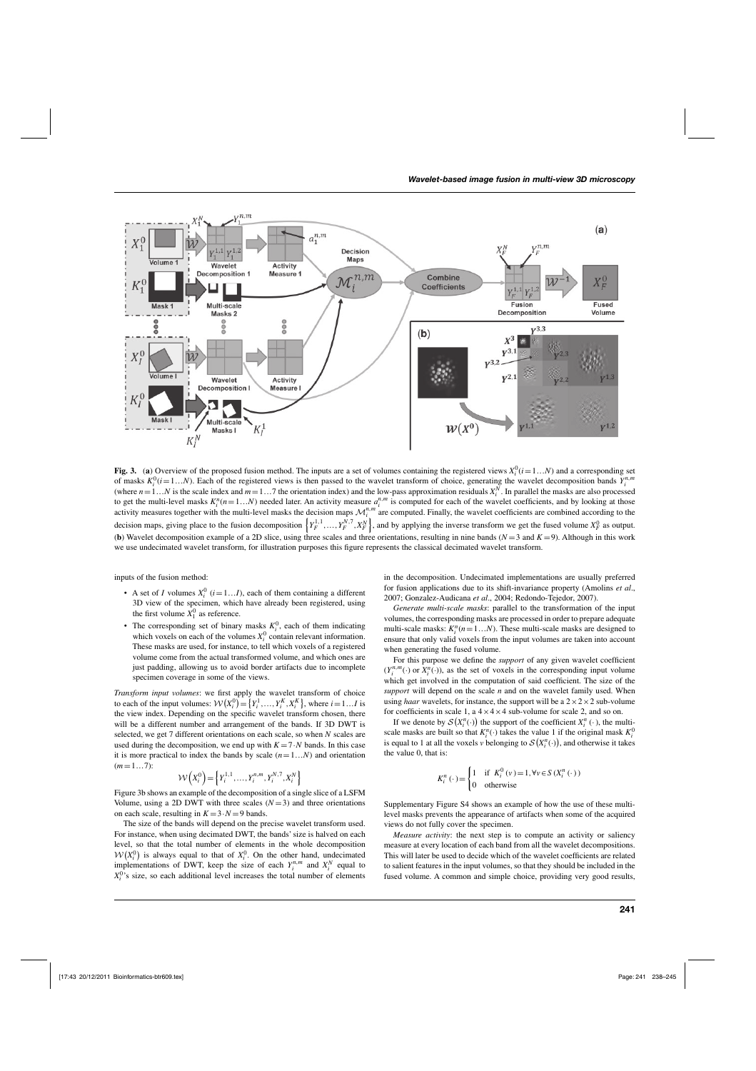**Fig. 3.** (**a**) Overview of the proposed fusion method. The inputs are a set of volumes containing the registered views $X_i^0(i=1\ldots N)$ and a corresponding set of masks $K_i^0(i=1\ldots N)$. Each of the registered views is then passed to the wavelet transform of choice, generating the wavelet decomposition bands $Y_i^{n,m}$ (where $n=1\ldots N$ is the scale index and $m=1\ldots7$ the orientation index) and the low-pass approximation residuals $X_i^N$. In parallel the masks are also processed to get the multi-level masks $K_i^n(n=1\ldots N)$ needed later. An activity measure $a_i^{n,m}$ is computed for each of the wavelet coefficients, and by looking at those activity measures together with the multi-level masks the decision maps $\mathcal{M}_i^{n,m}$ are computed. Finally, the wavelet coefficients are combined according to the decision maps, giving place to the fusion decomposition $\left\{Y_F^{1,1},\ldots,Y_F^{N,7},X_F^N\right\}$, and by applying the inverse transform we get the fused volume $X_F^0$ as output. (**b**) Wavelet decomposition example of a 2D slice, using three scales and three orientations, resulting in nine bands ($N=3$ and $K=9$). Although in this work we use undecimated wavelet transform, for illustration purposes this figure represents the classical decimated wavelet transform.

inputs of the fusion method:

- A set of $I$ volumes $X_i^0$ ($i=1\ldots I$), each of them containing a different 3D view of the specimen, which have already been registered, using the first volume $X_1^0$ as reference.
- The corresponding set of binary masks $K_i^0$, each of them indicating which voxels on each of the volumes $X_i^0$ contain relevant information. These masks are used, for instance, to tell which voxels of a registered volume come from the actual transformed volume, and which ones are just padding, allowing us to avoid border artifacts due to incomplete specimen coverage in some of the views.

*Transform input volumes*: we first apply the wavelet transform of choice to each of the input volumes: $\mathcal{W}\left(X_i^0\right)=\left\{Y_i^1,\ldots,Y_i^K,X_i^N\right\}$, where $i=1\ldots I$ is the view index. Depending on the specific wavelet transform chosen, there will be a different number and arrangement of the bands. If 3D DWT is selected, we get 7 different orientations on each scale, so when $N$ scales are used during the decomposition, we end up with $K=7\cdot N$ bands. In this case it is more practical to index the bands by scale ($n=1\ldots N$) and orientation ($m=1\ldots7$):

$$\mathcal{W}\left(X_i^0\right)=\left\{Y_i^{1,1},\ldots,Y_i^{n,m},Y_i^{N,7},X_i^N\right\}$$

Figure 3b shows an example of the decomposition of a single slice of a LSFM Volume, using a 2D DWT with three scales ($N=3$) and three orientations on each scale, resulting in $K=3\cdot N=9$ bands.

The size of the bands will depend on the precise wavelet transform used. For instance, when using decimated DWT, the bands' size is halved on each level, so that the total number of elements in the whole decomposition $\mathcal{W}\left(X_i^0\right)$ is always equal to that of $X_i^0$. On the other hand, undecimated implementations of DWT, keep the size of each $Y_i^{n,m}$ and $X_i^N$ equal to $X_i^0$'s size, so each additional level increases the total number of elements in the decomposition. Undecimated implementations are usually preferred for fusion applications due to its shift-invariance property (Amolins *et al*., 2007; Gonzalez-Audicana *et al*., 2004; Redondo-Tejedor, 2007).

*Generate multi-scale masks*: parallel to the transformation of the input volumes, the corresponding masks are processed in order to prepare adequate multi-scale masks: $K_i^n(n=1\ldots N)$. These multi-scale masks are designed to ensure that only valid voxels from the input volumes are taken into account when generating the fused volume.

For this purpose we define the *support* of any given wavelet coefficient ($Y_i^{n,m}(\cdot)$ or $X_i^n(\cdot)$), as the set of voxels in the corresponding input volume which get involved in the computation of said coefficient. The size of the *support* will depend on the scale $n$ and on the wavelet family used. When using *haar* wavelets, for instance, the support will be a $2\times2\times2$ sub-volume for coefficients in scale 1, a $4\times4\times4$ sub-volume for scale 2, and so on.

If we denote by $\mathcal{S}\left(X_i^n(\cdot)\right)$ the support of the coefficient $X_i^n(\cdot)$, the multi-scale masks are built so that $K_i^n(\cdot)$ takes the value 1 if the original mask $K_i^0$ is equal to 1 at all the voxels $v$ belonging to $\mathcal{S}\left(X_i^n(\cdot)\right)$, and otherwise it takes the value 0, that is:

$$K_i^n(\cdot)=\begin{cases}1 & \text{if } K_i^0(v)=1, \forall v\in S\left(X_i^n(\cdot)\right)\\ 0 & \text{otherwise}\end{cases}$$

Supplementary Figure S4 shows an example of how the use of these multi-level masks prevents the appearance of artifacts when some of the acquired views do not fully cover the specimen.

*Measure activity*: the next step is to compute an activity or saliency measure at every location of each band from all the wavelet decompositions. This will later be used to decide which of the wavelet coefficients are related to salient features in the input volumes, so that they should be included in the fused volume. A common and simple choice, providing very good results,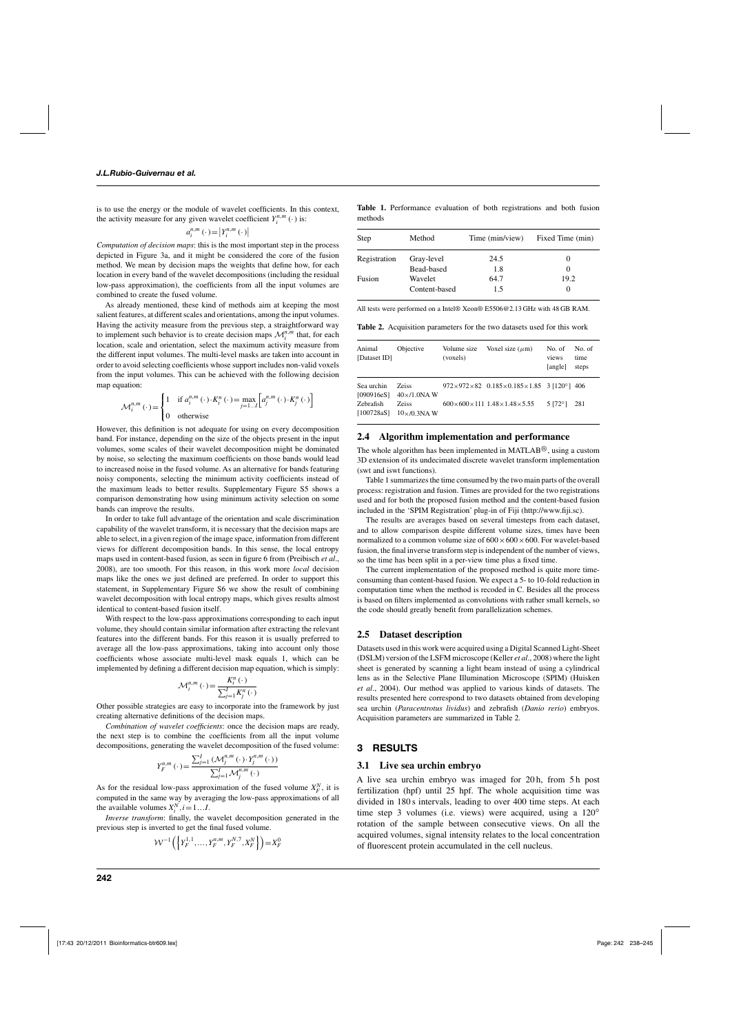is to use the energy or the module of wavelet coefficients. In this context, the activity measure for any given wavelet coefficient $Y_i^{n,m}(\cdot)$ is:

$$a_i^{n,m}(\cdot) = \left|Y_i^{n,m}(\cdot)\right|$$

*Computation of decision maps*: this is the most important step in the process depicted in Figure 3a, and it might be considered the core of the fusion method. We mean by decision maps the weights that define how, for each location in every band of the wavelet decompositions (including the residual low-pass approximation), the coefficients from all the input volumes are combined to create the fused volume.

As already mentioned, these kind of methods aim at keeping the most salient features, at different scales and orientations, among the input volumes. Having the activity measure from the previous step, a straightforward way to implement such behavior is to create decision maps $\mathcal{M}_i^{n,m}$ that, for each location, scale and orientation, select the maximum activity measure from the different input volumes. The multi-level masks are taken into account in order to avoid selecting coefficients whose support includes non-valid voxels from the input volumes. This can be achieved with the following decision map equation:

$$\mathcal{M}_i^{n,m}(\cdot) = \begin{cases} 1 & \text{if } a_i^{n,m}(\cdot)\cdot K_i^n(\cdot) = \max\limits_{j=1\ldots I}\left[a_j^{n,m}(\cdot)\cdot K_j^n(\cdot)\right] \\ 0 & \text{otherwise} \end{cases}$$

However, this definition is not adequate for using on every decomposition band. For instance, depending on the size of the objects present in the input volumes, some scales of their wavelet decomposition might be dominated by noise, so selecting the maximum coefficients on those bands would lead to increased noise in the fused volume. As an alternative for bands featuring noisy components, selecting the minimum activity coefficients instead of the maximum leads to better results. Supplementary Figure S5 shows a comparison demonstrating how using minimum activity selection on some bands can improve the results.

In order to take full advantage of the orientation and scale discrimination capability of the wavelet transform, it is necessary that the decision maps are able to select, in a given region of the image space, information from different views for different decomposition bands. In this sense, the local entropy maps used in content-based fusion, as seen in figure 6 from (Preibisch *et al.*, 2008), are too smooth. For this reason, in this work more *local* decision maps like the ones we just defined are preferred. In order to support this statement, in Supplementary Figure S6 we show the result of combining wavelet decomposition with local entropy maps, which gives results almost identical to content-based fusion itself.

With respect to the low-pass approximations corresponding to each input volume, they should contain similar information after extracting the relevant features into the different bands. For this reason it is usually preferred to average all the low-pass approximations, taking into account only those coefficients whose associate multi-level mask equals 1, which can be implemented by defining a different decision map equation, which is simply:

$$\mathcal{M}_i^{n,m}(\cdot) = \frac{K_i^n(\cdot)}{\sum_{j=1}^{I} K_j^n(\cdot)}$$

Other possible strategies are easy to incorporate into the framework by just creating alternative definitions of the decision maps.

*Combination of wavelet coefficients*: once the decision maps are ready, the next step is to combine the coefficients from all the input volume decompositions, generating the wavelet decomposition of the fused volume:

$$Y_F^{n,m}(\cdot) = \frac{\sum_{j=1}^{I}\left(\mathcal{M}_j^{n,m}(\cdot)\cdot Y_j^{n,m}(\cdot)\right)}{\sum_{j=1}^{I}\mathcal{M}_j^{n,m}(\cdot)}$$

As for the residual low-pass approximation of the fused volume $X_F^N$, it is computed in the same way by averaging the low-pass approximations of all the available volumes $X_i^N, i = 1\ldots I$.

*Inverse transform*: finally, the wavelet decomposition generated in the previous step is inverted to get the final fused volume.

$$\mathcal{W}^{-1}\left(\left\{Y_F^{1,1},\ldots,Y_F^{n,m},Y_F^{N,7},X_F^N\right\}\right) = X_F^0$$

**Table 1.** Performance evaluation of both registrations and both fusion methods

| Step | Method | Time (min/view) | Fixed Time (min) |
|---|---|---|---|
| Registration | Gray-level | 24.5 | 0 |
| | Bead-based | 1.8 | 0 |
| Fusion | Wavelet | 64.7 | 19.2 |
| | Content-based | 1.5 | 0 |

All tests were performed on a Intel® Xeon® E5506@2.13 GHz with 48 GB RAM.

**Table 2.** Acquisition parameters for the two datasets used for this work

| Animal [Dataset ID] | Objective | Volume size (voxels) | Voxel size ($\mu$m) | No. of views [angle] | No. of time steps |
|---|---|---|---|---|---|
| Sea urchin [090916eS] | Zeiss 40×/1.0NA W | 972×972×82 | 0.185×0.185×1.85 | 3 [120°] | 406 |
| Zebrafish [100728aS] | Zeiss 10×/0.3NA W | 600×600×111 | 1.48×1.48×5.55 | 5 [72°] | 281 |

## 2.4 Algorithm implementation and performance

The whole algorithm has been implemented in MATLAB®, using a custom 3D extension of its undecimated discrete wavelet transform implementation (swt and iswt functions).

Table 1 summarizes the time consumed by the two main parts of the overall process: registration and fusion. Times are provided for the two registrations used and for both the proposed fusion method and the content-based fusion included in the 'SPIM Registration' plug-in of Fiji (http://www.fiji.sc).

The results are averages based on several timesteps from each dataset, and to allow comparison despite different volume sizes, times have been normalized to a common volume size of 600×600×600. For wavelet-based fusion, the final inverse transform step is independent of the number of views, so the time has been split in a per-view time plus a fixed time.

The current implementation of the proposed method is quite more time-consuming than content-based fusion. We expect a 5- to 10-fold reduction in computation time when the method is recoded in C. Besides all the process is based on filters implemented as convolutions with rather small kernels, so the code should greatly benefit from parallelization schemes.

## 2.5 Dataset description

Datasets used in this work were acquired using a Digital Scanned Light-Sheet (DSLM) version of the LSFM microscope (Keller *et al.*, 2008) where the light sheet is generated by scanning a light beam instead of using a cylindrical lens as in the Selective Plane Illumination Microscope (SPIM) (Huisken *et al.*, 2004). Our method was applied to various kinds of datasets. The results presented here correspond to two datasets obtained from developing sea urchin (*Paracentrotus lividus*) and zebrafish (*Danio rerio*) embryos. Acquisition parameters are summarized in Table 2.

# 3 RESULTS

## 3.1 Live sea urchin embryo

A live sea urchin embryo was imaged for 20 h, from 5 h post fertilization (hpf) until 25 hpf. The whole acquisition time was divided in 180 s intervals, leading to over 400 time steps. At each time step 3 volumes (i.e. views) were acquired, using a 120° rotation of the sample between consecutive views. On all the acquired volumes, signal intensity relates to the local concentration of fluorescent protein accumulated in the cell nucleus.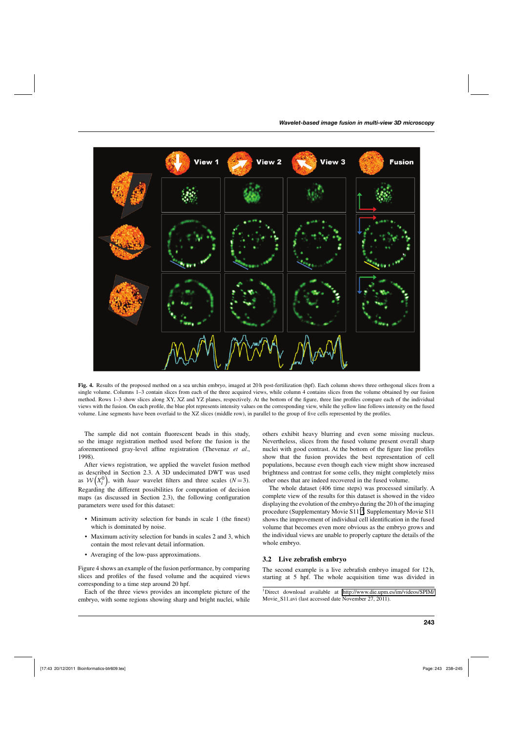**Fig. 4.** Results of the proposed method on a sea urchin embryo, imaged at 20 h post-fertilization (hpf). Each column shows three orthogonal slices from a single volume. Columns 1–3 contain slices from each of the three acquired views, while column 4 contains slices from the volume obtained by our fusion method. Rows 1–3 show slices along XY, XZ and YZ planes, respectively. At the bottom of the figure, three line profiles compare each of the individual views with the fusion. On each profile, the blue plot represents intensity values on the corresponding view, while the yellow line follows intensity on the fused volume. Line segments have been overlaid to the XZ slices (middle row), in parallel to the group of five cells represented by the profiles.

The sample did not contain fluorescent beads in this study, so the image registration method used before the fusion is the aforementioned gray-level affine registration (Thevenaz *et al.*, 1998).

After views registration, we applied the wavelet fusion method as described in Section 2.3. A 3D undecimated DWT was used as $\mathcal{W}\left(X_i^0\right)$, with *haar* wavelet filters and three scales ($N=3$). Regarding the different possibilities for computation of decision maps (as discussed in Section 2.3), the following configuration parameters were used for this dataset:

- Minimum activity selection for bands in scale 1 (the finest) which is dominated by noise.
- Maximum activity selection for bands in scales 2 and 3, which contain the most relevant detail information.
- Averaging of the low-pass approximations.

Figure 4 shows an example of the fusion performance, by comparing slices and profiles of the fused volume and the acquired views corresponding to a time step around 20 hpf.

Each of the three views provides an incomplete picture of the embryo, with some regions showing sharp and bright nuclei, while others exhibit heavy blurring and even some missing nucleus. Nevertheless, slices from the fused volume present overall sharp nuclei with good contrast. At the bottom of the figure line profiles show that the fusion provides the best representation of cell populations, because even though each view might show increased brightness and contrast for some cells, they might completely miss other ones that are indeed recovered in the fused volume.

The whole dataset (406 time steps) was processed similarly. A complete view of the results for this dataset is showed in the video displaying the evolution of the embryo during the 20 h of the imaging procedure (Supplementary Movie S11[1]. Supplementary Movie S11 shows the improvement of individual cell identification in the fused volume that becomes even more obvious as the embryo grows and the individual views are unable to properly capture the details of the whole embryo.

### 3.2 Live zebrafish embryo

The second example is a live zebrafish embryo imaged for 12 h, starting at 5 hpf. The whole acquisition time was divided in

[1] Direct download available at http://www.die.upm.es/im/videos/SPIM/Movie_S11.avi (last accessed date November 27, 2011).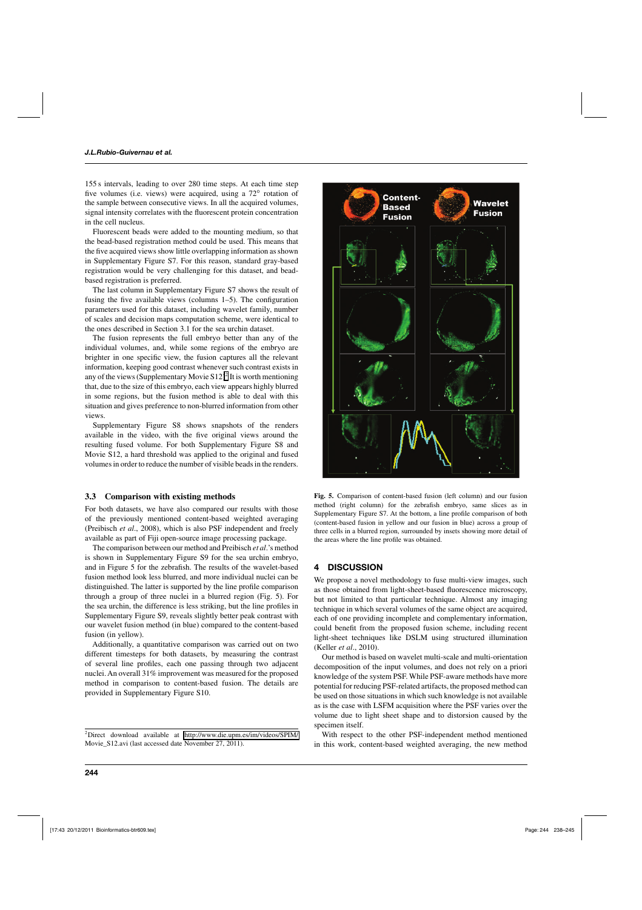155 s intervals, leading to over 280 time steps. At each time step five volumes (i.e. views) were acquired, using a 72° rotation of the sample between consecutive views. In all the acquired volumes, signal intensity correlates with the fluorescent protein concentration in the cell nucleus.

Fluorescent beads were added to the mounting medium, so that the bead-based registration method could be used. This means that the five acquired views show little overlapping information as shown in Supplementary Figure S7. For this reason, standard gray-based registration would be very challenging for this dataset, and bead-based registration is preferred.

The last column in Supplementary Figure S7 shows the result of fusing the five available views (columns 1–5). The configuration parameters used for this dataset, including wavelet family, number of scales and decision maps computation scheme, were identical to the ones described in Section 3.1 for the sea urchin dataset.

The fusion represents the full embryo better than any of the individual volumes, and, while some regions of the embryo are brighter in one specific view, the fusion captures all the relevant information, keeping good contrast whenever such contrast exists in any of the views (Supplementary Movie S12).[2] It is worth mentioning that, due to the size of this embryo, each view appears highly blurred in some regions, but the fusion method is able to deal with this situation and gives preference to non-blurred information from other views.

Supplementary Figure S8 shows snapshots of the renders available in the video, with the five original views around the resulting fused volume. For both Supplementary Figure S8 and Movie S12, a hard threshold was applied to the original and fused volumes in order to reduce the number of visible beads in the renders.

### 3.3 Comparison with existing methods

For both datasets, we have also compared our results with those of the previously mentioned content-based weighted averaging (Preibisch *et al.*, 2008), which is also PSF independent and freely available as part of Fiji open-source image processing package.

The comparison between our method and Preibisch *et al.*'s method is shown in Supplementary Figure S9 for the sea urchin embryo, and in Figure 5 for the zebrafish. The results of the wavelet-based fusion method look less blurred, and more individual nuclei can be distinguished. The latter is supported by the line profile comparison through a group of three nuclei in a blurred region (Fig. 5). For the sea urchin, the difference is less striking, but the line profiles in Supplementary Figure S9, reveals slightly better peak contrast with our wavelet fusion method (in blue) compared to the content-based fusion (in yellow).

Additionally, a quantitative comparison was carried out on two different timesteps for both datasets, by measuring the contrast of several line profiles, each one passing through two adjacent nuclei. An overall 31% improvement was measured for the proposed method in comparison to content-based fusion. The details are provided in Supplementary Figure S10.

[2]Direct download available at http://www.die.upm.es/im/videos/SPIM/Movie_S12.avi (last accessed date November 27, 2011).

**Fig. 5.** Comparison of content-based fusion (left column) and our fusion method (right column) for the zebrafish embryo, same slices as in Supplementary Figure S7. At the bottom, a line profile comparison of both (content-based fusion in yellow and our fusion in blue) across a group of three cells in a blurred region, surrounded by insets showing more detail of the areas where the line profile was obtained.

## 4 DISCUSSION

We propose a novel methodology to fuse multi-view images, such as those obtained from light-sheet-based fluorescence microscopy, but not limited to that particular technique. Almost any imaging technique in which several volumes of the same object are acquired, each of one providing incomplete and complementary information, could benefit from the proposed fusion scheme, including recent light-sheet techniques like DSLM using structured illumination (Keller *et al.*, 2010).

Our method is based on wavelet multi-scale and multi-orientation decomposition of the input volumes, and does not rely on a priori knowledge of the system PSF. While PSF-aware methods have more potential for reducing PSF-related artifacts, the proposed method can be used on those situations in which such knowledge is not available as is the case with LSFM acquisition where the PSF varies over the volume due to light sheet shape and to distorsion caused by the specimen itself.

With respect to the other PSF-independent method mentioned in this work, content-based weighted averaging, the new method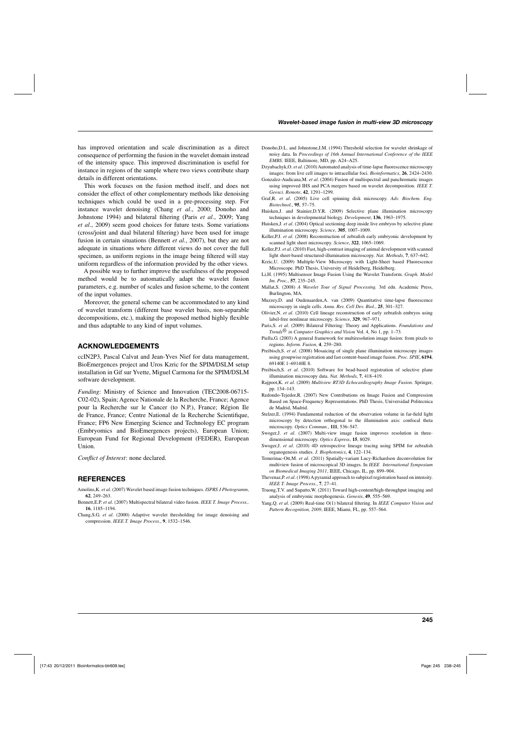has improved orientation and scale discrimination as a direct consequence of performing the fusion in the wavelet domain instead of the intensity space. This improved discrimination is useful for instance in regions of the sample where two views contribute sharp details in different orientations.

This work focuses on the fusion method itself, and does not consider the effect of other complementary methods like denoising techniques which could be used in a pre-processing step. For instance wavelet denoising (Chang *et al*., 2000; Donoho and Johnstone 1994) and bilateral filtering (Paris *et al*., 2009; Yang *et al*., 2009) seem good choices for future tests. Some variations (cross/joint and dual bilateral filtering) have been used for image fusion in certain situations (Bennett *et al*., 2007), but they are not adequate in situations where different views do not cover the full specimen, as uniform regions in the image being filtered will stay uniform regardless of the information provided by the other views.

A possible way to further improve the usefulness of the proposed method would be to automatically adapt the wavelet fusion parameters, e.g. number of scales and fusion scheme, to the content of the input volumes.

Moreover, the general scheme can be accommodated to any kind of wavelet transform (different base wavelet basis, non-separable decompositions, etc.), making the proposed method highly flexible and thus adaptable to any kind of input volumes.

## ACKNOWLEDGEMENTS

ccIN2P3, Pascal Calvat and Jean-Yves Nief for data management, BioEmergences project and Uros Kzric for the SPIM/DSLM setup installation in Gif sur Yvette, Miguel Carmona for the SPIM/DSLM software development.

*Funding*: Ministry of Science and Innovation (TEC2008-06715-C02-02), Spain; Agence Nationale de la Recherche, France; Agence pour la Recherche sur le Cancer (to N.P.), France; Région Ile de France, France; Centre National de la Recherche Scientifique, France; FP6 New Emerging Science and Technology EC program (Embryomics and BioEmergences projects), European Union; European Fund for Regional Development (FEDER), European Union.

*Conflict of Interest*: none declared.

## REFERENCES

Amolins,K. *et al*. (2007) Wavelet based image fusion techniques. *ISPRS J Photogramm*, **62**, 249–263.

Bennett,E.P. *et al*. (2007) Multispectral bilateral video fusion. *IEEE T. Image Process.*, **16**, 1185–1194.

Chang,S.G. *et al*. (2000) Adaptive wavelet thresholding for image denoising and compression. *IEEE T. Image Process.*, **9**, 1532–1546.

Donoho,D.L. and Johnstone,I.M. (1994) Threshold selection for wavelet shrinkage of noisy data. In *Proceedings of 16th Annual International Conference of the IEEE EMBS*. IEEE, Baltimore, MD, pp. A24–A25.

Dzyubachyk,O. *et al*. (2010) Automated analysis of time-lapse fluorescence microscopy images: from live cell images to intracellular foci. *Bioinformatics*, **26**, 2424–2430.

Gonzalez-Audicana,M. *et al*. (2004) Fusion of multispectral and panchromatic images using improved IHS and PCA mergers based on wavelet decomposition. *IEEE T. Geosci. Remote*, **42**, 1291–1299.

Graf,R. *et al*. (2005) Live cell spinning disk microscopy. *Adv. Biochem. Eng. Biotechnol.*, **95**, 57–75.

Huisken,J. and Stainier,D.Y.R. (2009) Selective plane illumination microscopy techniques in developmental biology. *Development*, **136**, 1963–1975.

Huisken,J. *et al*. (2004) Optical sectioning deep inside live embryos by selective plane illumination microscopy. *Science*, **305**, 1007–1009.

Keller,P.J. *et al*. (2008) Reconstruction of zebrafish early embryonic development by scanned light sheet microscopy. *Science*, **322**, 1065–1069.

Keller,P.J. *et al*. (2010) Fast, high-contrast imaging of animal development with scanned light sheet-based structured-illumination microscopy. *Nat. Methods*, **7**, 637–642.

Krzic,U. (2009) Multiple-View Microscopy with Light-Sheet based Fluorescence Microscope. PhD Thesis, University of Heidelberg, Heidelberg.

Li,H. (1995) Multisensor Image Fusion Using the Wavelet Transform. *Graph. Model Im. Proc.*, **57**, 235–245.

Mallat,S. (2008) *A Wavelet Tour of Signal Processing*. 3rd edn. Academic Press, Burlington, MA.

Muzzey,D. and Oudenaarden,A. van (2009) Quantitative time-lapse fluorescence microscopy in single cells. *Annu. Rev. Cell Dev. Biol.*, **25**, 301–327.

Olivier,N. *et al*. (2010) Cell lineage reconstruction of early zebrafish embryos using label-free nonlinear microscopy. *Science*, **329**, 967–971.

Paris,S. *et al*. (2009) Bilateral Filtering: Theory and Applications. *Foundations and Trends® in Computer Graphics and Vision* Vol. 4, No 1, pp. 1–73.

Piella,G. (2003) A general framework for multiresolution image fusion: from pixels to regions. *Inform. Fusion*, **4**, 259–280.

Preibisch,S. *et al*. (2008) Mosaicing of single plane illumination microscopy images using groupwise registration and fast content-based image fusion. *Proc. SPIE*, **6194**, 69140E 1–69140E 8.

Preibisch,S. *et al*. (2010) Software for bead-based registration of selective plane illumination microscopy data. *Nat. Methods*, **7**, 418–419.

Rajpoot,K. *et al*. (2009) *Multiview RT3D Echocardiography Image Fusion*. Springer, pp. 134–143.

Redondo-Tejedor,R. (2007) New Contributions on Image Fusion and Compression Based on Space-Frequency Representations. PhD Thesis, Universidad Politecnica de Madrid, Madrid.

Stelzer,E. (1994) Fundamental reduction of the observation volume in far-field light microscopy by detection orthogonal to the illumination axis: confocal theta microscopy. *Optics Commun.*, **111**, 536–547.

Swoger,J. *et al*. (2007) Multi-view image fusion improves resolution in three-dimensional microscopy. *Optics Express*, **15**, 8029.

Swoger,J. *et al*. (2010) 4D retrospective lineage tracing using SPIM for zebrafish organogenesis studies. *J. Biophotonics*, **4**, 122–134.

Temerinac-Ott,M. *et al*. (2011) Spatially-variant Lucy-Richardson deconvolution for multiview fusion of microscopical 3D images. In *IEEE International Symposium on Biomedical Imaging 2011*, IEEE, Chicago, IL, pp. 899–904.

Thevenaz,P. *et al*. (1998) A pyramid approach to subpixel registration based on intensity. *IEEE T. Image Process.*, **7**, 27–41.

Truong,T.V. and Supatto,W. (2011) Toward high-content/high-throughput imaging and analysis of embryonic morphogenesis. *Genesis*, **49**, 555–569.

Yang,Q. *et al*. (2009) Real-time O(1) bilateral filtering. In *IEEE Computer Vision and Pattern Recognition, 2009*, IEEE, Miami, FL, pp. 557–564.